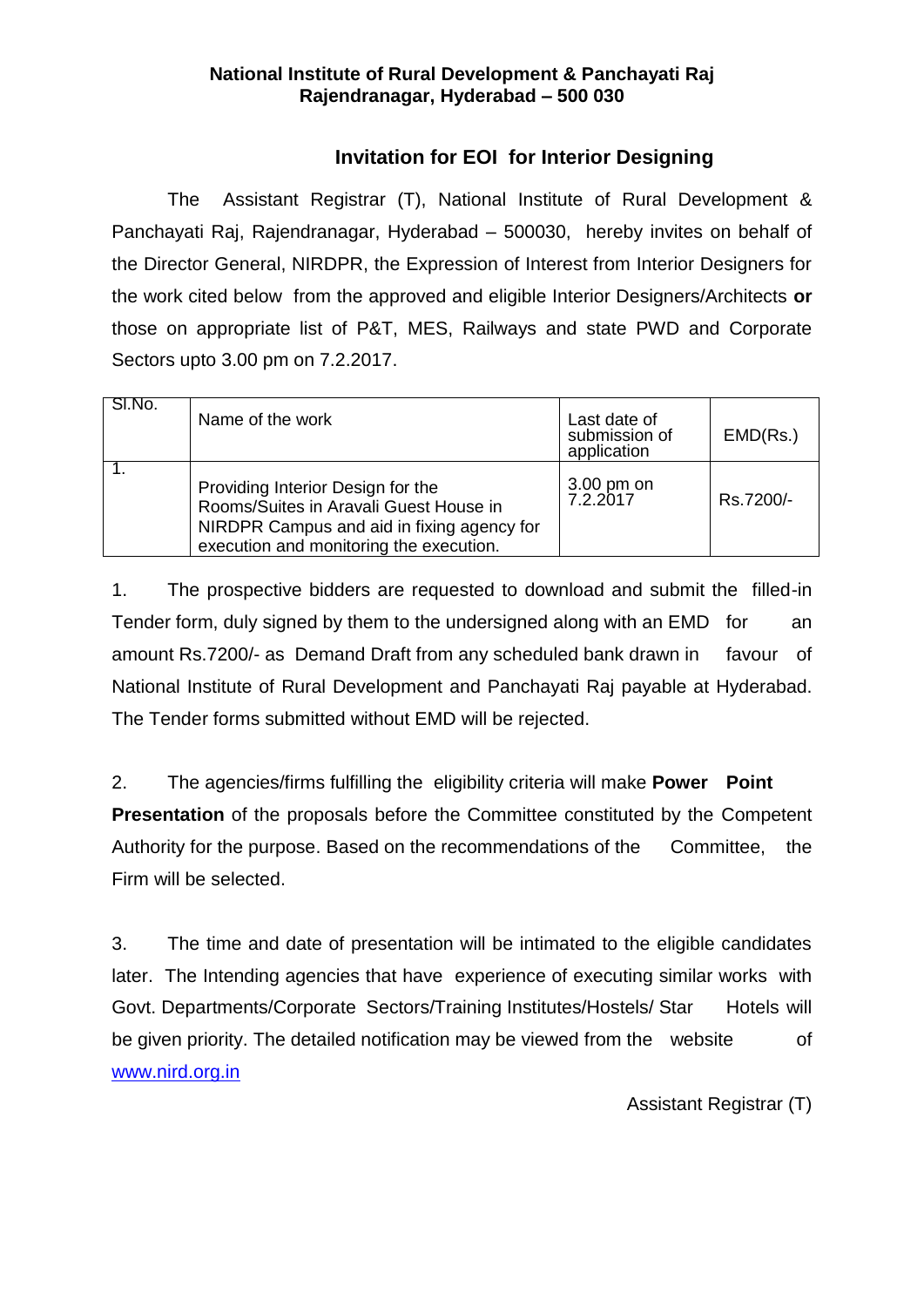**National Institute of Rural Development & Panchayati Raj**
**Rajendranagar, Hyderabad – 500 030**

## Invitation for EOI for Interior Designing

The Assistant Registrar (T), National Institute of Rural Development & Panchayati Raj, Rajendranagar, Hyderabad – 500030, hereby invites on behalf of the Director General, NIRDPR, the Expression of Interest from Interior Designers for the work cited below from the approved and eligible Interior Designers/Architects **or** those on appropriate list of P&T, MES, Railways and state PWD and Corporate Sectors upto 3.00 pm on 7.2.2017.

| Sl.No. | Name of the work | Last date of submission of application | EMD(Rs.) |
|---|---|---|---|
| 1. | Providing Interior Design for the Rooms/Suites in Aravali Guest House in NIRDPR Campus and aid in fixing agency for execution and monitoring the execution. | 3.00 pm on 7.2.2017 | Rs.7200/- |

1. The prospective bidders are requested to download and submit the filled-in Tender form, duly signed by them to the undersigned along with an EMD for an amount Rs.7200/- as Demand Draft from any scheduled bank drawn in favour of National Institute of Rural Development and Panchayati Raj payable at Hyderabad. The Tender forms submitted without EMD will be rejected.

2. The agencies/firms fulfilling the eligibility criteria will make **Power Point Presentation** of the proposals before the Committee constituted by the Competent Authority for the purpose. Based on the recommendations of the Committee, the Firm will be selected.

3. The time and date of presentation will be intimated to the eligible candidates later. The Intending agencies that have experience of executing similar works with Govt. Departments/Corporate Sectors/Training Institutes/Hostels/ Star Hotels will be given priority. The detailed notification may be viewed from the website of www.nird.org.in

Assistant Registrar (T)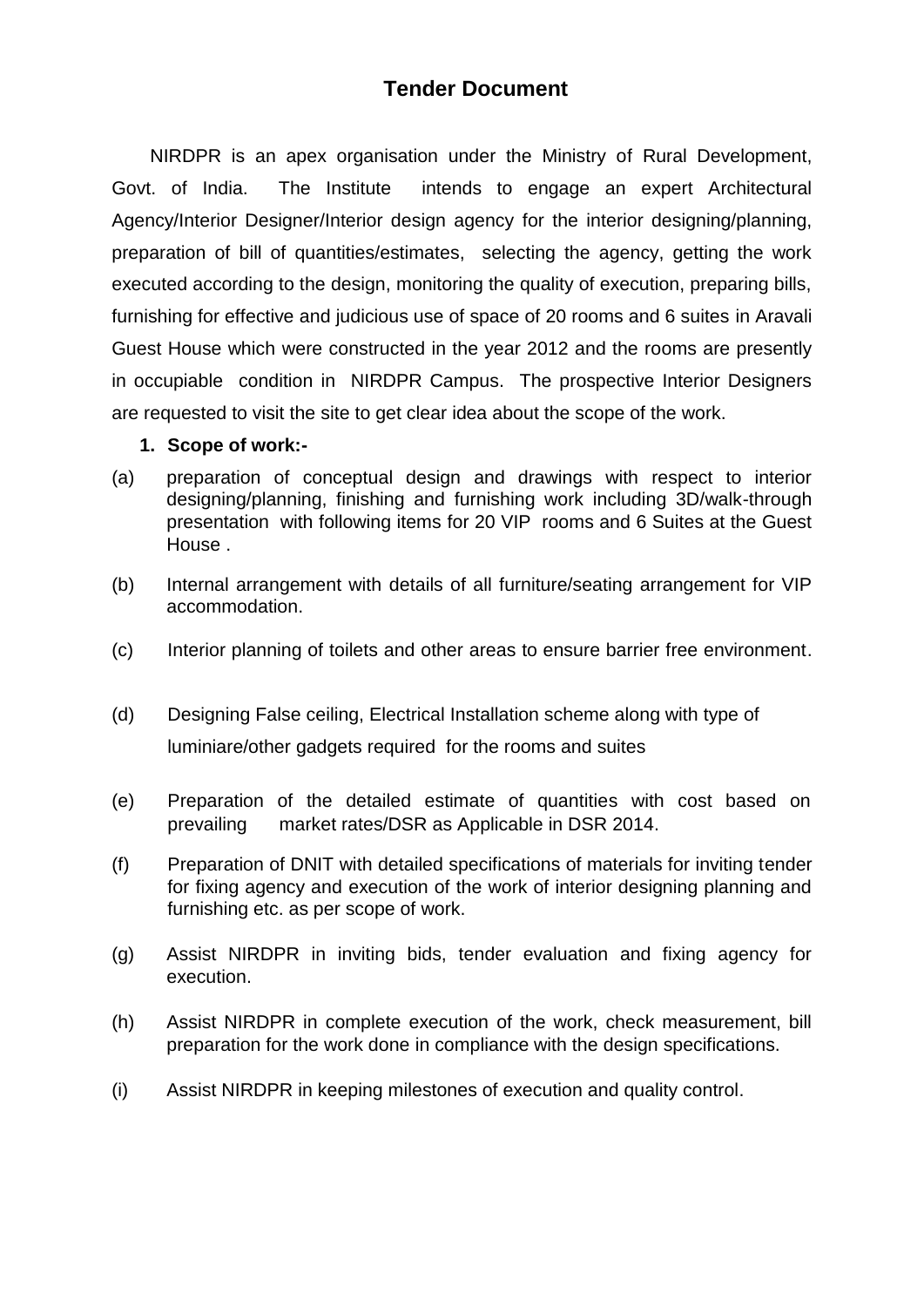## Tender Document

NIRDPR is an apex organisation under the Ministry of Rural Development, Govt. of India. The Institute intends to engage an expert Architectural Agency/Interior Designer/Interior design agency for the interior designing/planning, preparation of bill of quantities/estimates, selecting the agency, getting the work executed according to the design, monitoring the quality of execution, preparing bills, furnishing for effective and judicious use of space of 20 rooms and 6 suites in Aravali Guest House which were constructed in the year 2012 and the rooms are presently in occupiable condition in NIRDPR Campus. The prospective Interior Designers are requested to visit the site to get clear idea about the scope of the work.

**1. Scope of work:-**

(a) preparation of conceptual design and drawings with respect to interior designing/planning, finishing and furnishing work including 3D/walk-through presentation with following items for 20 VIP rooms and 6 Suites at the Guest House .

(b) Internal arrangement with details of all furniture/seating arrangement for VIP accommodation.

(c) Interior planning of toilets and other areas to ensure barrier free environment.

(d) Designing False ceiling, Electrical Installation scheme along with type of luminiare/other gadgets required for the rooms and suites

(e) Preparation of the detailed estimate of quantities with cost based on prevailing market rates/DSR as Applicable in DSR 2014.

(f) Preparation of DNIT with detailed specifications of materials for inviting tender for fixing agency and execution of the work of interior designing planning and furnishing etc. as per scope of work.

(g) Assist NIRDPR in inviting bids, tender evaluation and fixing agency for execution.

(h) Assist NIRDPR in complete execution of the work, check measurement, bill preparation for the work done in compliance with the design specifications.

(i) Assist NIRDPR in keeping milestones of execution and quality control.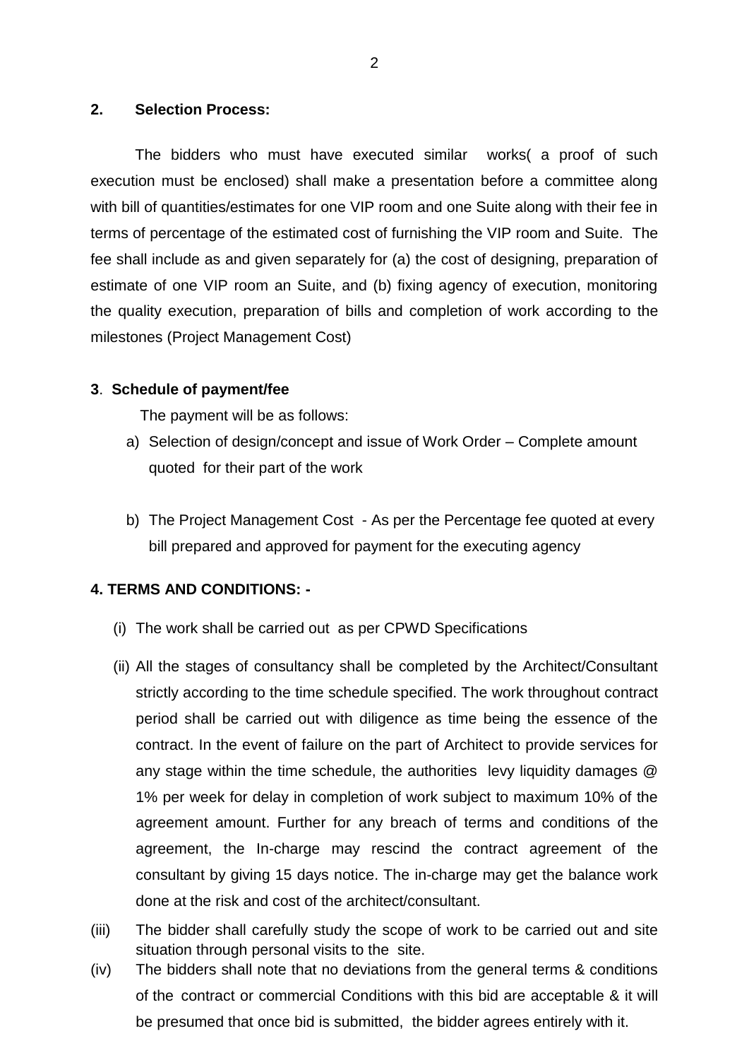## 2. Selection Process:

The bidders who must have executed similar works( a proof of such execution must be enclosed) shall make a presentation before a committee along with bill of quantities/estimates for one VIP room and one Suite along with their fee in terms of percentage of the estimated cost of furnishing the VIP room and Suite. The fee shall include as and given separately for (a) the cost of designing, preparation of estimate of one VIP room an Suite, and (b) fixing agency of execution, monitoring the quality execution, preparation of bills and completion of work according to the milestones (Project Management Cost)

## 3. Schedule of payment/fee

The payment will be as follows:

a) Selection of design/concept and issue of Work Order – Complete amount quoted for their part of the work

b) The Project Management Cost - As per the Percentage fee quoted at every bill prepared and approved for payment for the executing agency

## 4. TERMS AND CONDITIONS: -

(i) The work shall be carried out as per CPWD Specifications

(ii) All the stages of consultancy shall be completed by the Architect/Consultant strictly according to the time schedule specified. The work throughout contract period shall be carried out with diligence as time being the essence of the contract. In the event of failure on the part of Architect to provide services for any stage within the time schedule, the authorities levy liquidity damages @ 1% per week for delay in completion of work subject to maximum 10% of the agreement amount. Further for any breach of terms and conditions of the agreement, the In-charge may rescind the contract agreement of the consultant by giving 15 days notice. The in-charge may get the balance work done at the risk and cost of the architect/consultant.

(iii) The bidder shall carefully study the scope of work to be carried out and site situation through personal visits to the site.

(iv) The bidders shall note that no deviations from the general terms & conditions of the contract or commercial Conditions with this bid are acceptable & it will be presumed that once bid is submitted, the bidder agrees entirely with it.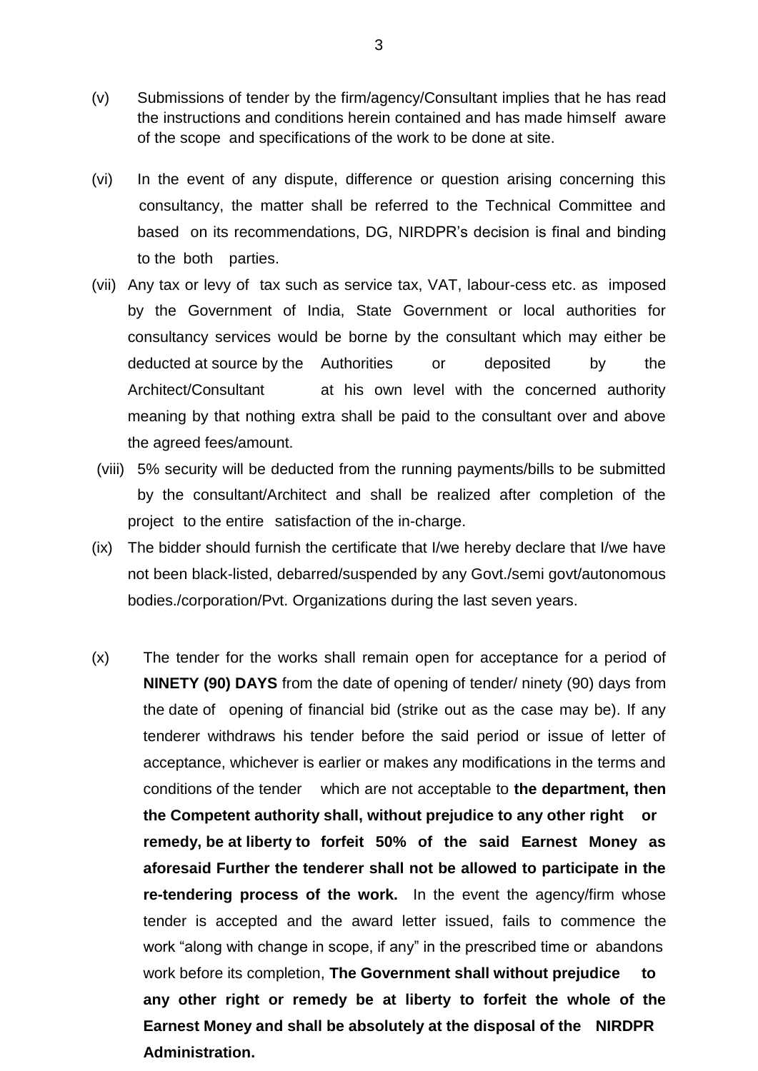(v) Submissions of tender by the firm/agency/Consultant implies that he has read the instructions and conditions herein contained and has made himself aware of the scope and specifications of the work to be done at site.

(vi) In the event of any dispute, difference or question arising concerning this consultancy, the matter shall be referred to the Technical Committee and based on its recommendations, DG, NIRDPR's decision is final and binding to the both parties.

(vii) Any tax or levy of tax such as service tax, VAT, labour-cess etc. as imposed by the Government of India, State Government or local authorities for consultancy services would be borne by the consultant which may either be deducted at source by the Authorities or deposited by the Architect/Consultant at his own level with the concerned authority meaning by that nothing extra shall be paid to the consultant over and above the agreed fees/amount.

(viii) 5% security will be deducted from the running payments/bills to be submitted by the consultant/Architect and shall be realized after completion of the project to the entire satisfaction of the in-charge.

(ix) The bidder should furnish the certificate that I/we hereby declare that I/we have not been black-listed, debarred/suspended by any Govt./semi govt/autonomous bodies./corporation/Pvt. Organizations during the last seven years.

(x) The tender for the works shall remain open for acceptance for a period of **NINETY (90) DAYS** from the date of opening of tender/ ninety (90) days from the date of opening of financial bid (strike out as the case may be). If any tenderer withdraws his tender before the said period or issue of letter of acceptance, whichever is earlier or makes any modifications in the terms and conditions of the tender which are not acceptable to **the department, then the Competent authority shall, without prejudice to any other right or remedy, be at liberty to forfeit 50% of the said Earnest Money as aforesaid Further the tenderer shall not be allowed to participate in the re-tendering process of the work.** In the event the agency/firm whose tender is accepted and the award letter issued, fails to commence the work "along with change in scope, if any" in the prescribed time or abandons work before its completion, **The Government shall without prejudice to any other right or remedy be at liberty to forfeit the whole of the Earnest Money and shall be absolutely at the disposal of the NIRDPR Administration.**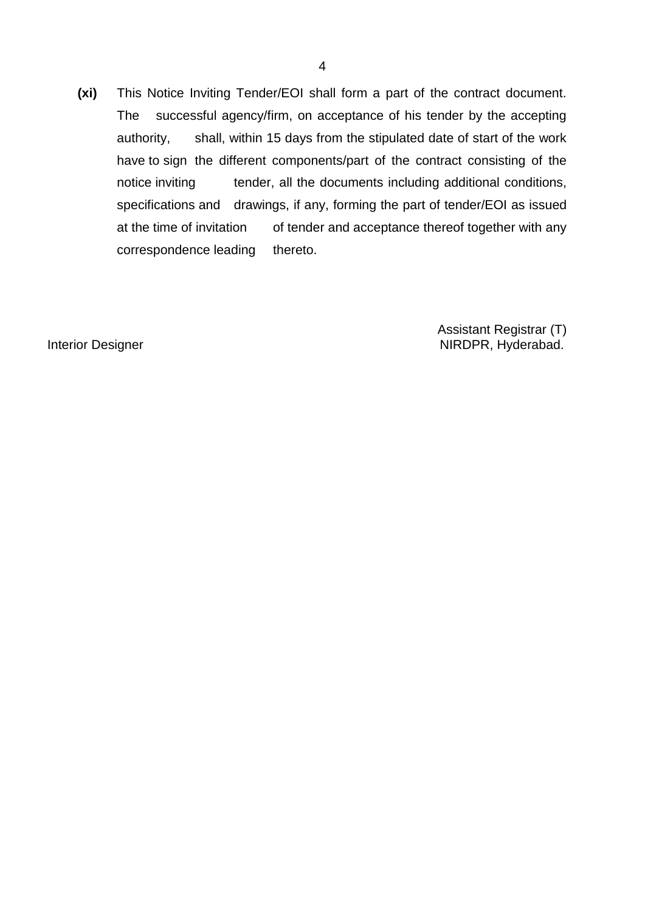**(xi)** This Notice Inviting Tender/EOI shall form a part of the contract document. The successful agency/firm, on acceptance of his tender by the accepting authority, shall, within 15 days from the stipulated date of start of the work have to sign the different components/part of the contract consisting of the notice inviting tender, all the documents including additional conditions, specifications and drawings, if any, forming the part of tender/EOI as issued at the time of invitation of tender and acceptance thereof together with any correspondence leading thereto.

Interior Designer

Assistant Registrar (T)
NIRDPR, Hyderabad.